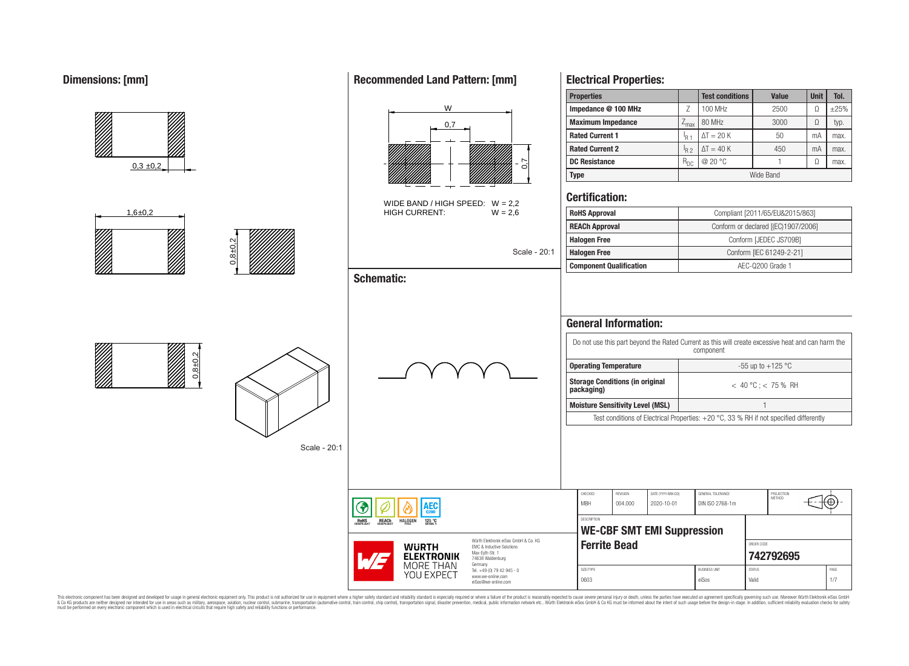## Dimensions: [mm]

0,3 ±0,2

1,6±0,2

0,8±0,2

0,8±0,2

Scale - 20:1

## Recommended Land Pattern: [mm]

W

0,7

0,7

WIDE BAND / HIGH SPEED: W = 2,2
HIGH CURRENT: W = 2,6

Scale - 20:1

## Schematic:

## Electrical Properties:

| Properties | | Test conditions | Value | Unit | Tol. |
|---|---|---|---|---|---|
| Impedance @ 100 MHz | Z | 100 MHz | 2500 | Ω | ±25% |
| Maximum Impedance | $Z_{max}$ | 80 MHz | 3000 | Ω | typ. |
| Rated Current 1 | $I_{R1}$ | ΔT = 20 K | 50 | mA | max. |
| Rated Current 2 | $I_{R2}$ | ΔT = 40 K | 450 | mA | max. |
| DC Resistance | $R_{DC}$ | @ 20 °C | 1 | Ω | max. |
| Type | Wide Band | | | | |

## Certification:

| | |
|---|---|
| RoHS Approval | Compliant [2011/65/EU&2015/863] |
| REACh Approval | Conform or declared [(EC)1907/2006] |
| Halogen Free | Conform [JEDEC JS709B] |
| Halogen Free | Conform [IEC 61249-2-21] |
| Component Qualification | AEC-Q200 Grade 1 |

## General Information:

Do not use this part beyond the Rated Current as this will create excessive heat and can harm the component

| | |
|---|---|
| Operating Temperature | -55 up to +125 °C |
| Storage Conditions (in original packaging) | < 40 °C ; < 75 % RH |
| Moisture Sensitivity Level (MSL) | 1 |

Test conditions of Electrical Properties: +20 °C, 33 % RH if not specified differently

| CHECKED | REVISION | DATE (YYYY-MM-DD) | GENERAL TOLERANCE | PROJECTION METHOD |
|---|---|---|---|---|
| MBH | 004.000 | 2020-10-01 | DIN ISO 2768-1m | |

DESCRIPTION
**WE-CBF SMT EMI Suppression Ferrite Bead**

ORDER CODE: **742792695**

| SIZE/TYPE | BUSINESS UNIT | STATUS | PAGE |
|---|---|---|---|
| 0603 | eiSos | Valid | 1/7 |

RoHS COMPLIANT · REACh COMPLIANT · HALOGEN FREE · AEC Q200 125 °C GRADE 1

WÜRTH ELEKTRONIK MORE THAN YOU EXPECT

Würth Elektronik eiSos GmbH & Co. KG
EMC & Inductive Solutions
Max-Eyth-Str. 1
74638 Waldenburg
Germany
Tel. +49 (0) 79 42 945 - 0
www.we-online.com
eiSos@we-online.com

This electronic component has been designed and developed for usage in general electronic equipment only. This product is not authorized for use in equipment where a higher safety standard and reliability standard is especially required or where a failure of the product is reasonably expected to cause severe personal injury or death, unless the parties have executed an agreement specifically governing such use. Moreover Würth Elektronik eiSos GmbH & Co KG products are neither designed nor intended for use in areas such as military, aerospace, aviation, nuclear control, submarine, transportation (automotive control, train control, ship control), transportation signal, disaster prevention, medical, public information network etc.. Würth Elektronik eiSos GmbH & Co KG must be informed about the intent of such usage before the design-in stage. In addition, sufficient reliability evaluation checks for safety must be performed on every electronic component which is used in electrical circuits that require high safety and reliability functions or performance.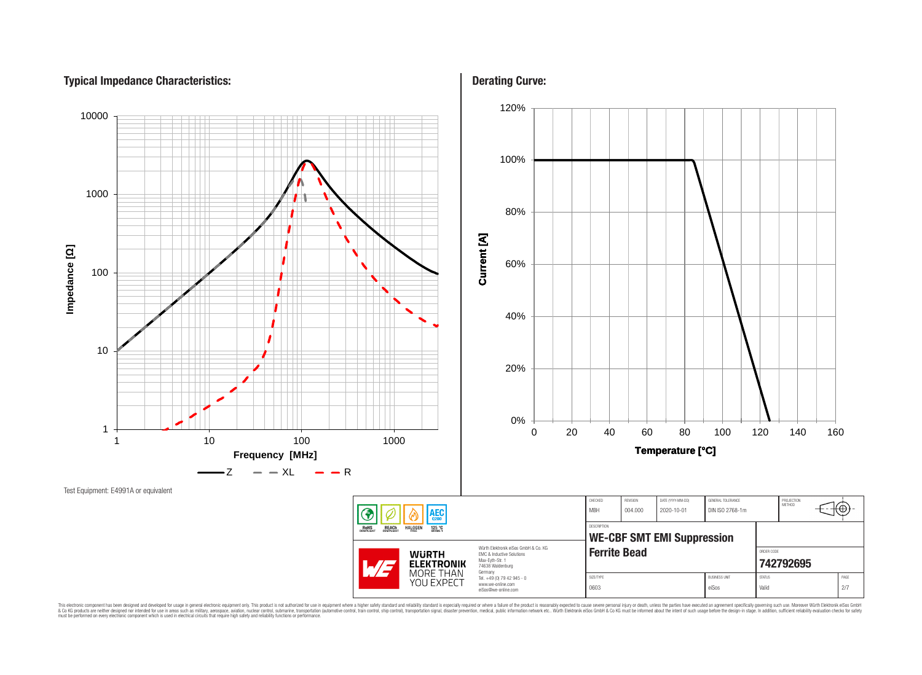## Typical Impedance Characteristics:

Impedance [Ω] vs. Frequency [MHz]

Legend: Z, XL, R

Test Equipment: E4991A or equivalent

## Derating Curve:

Current [A] vs. Temperature [°C]

| CHECKED | REVISION | DATE (YYYY-MM-DD) | GENERAL TOLERANCE | PROJECTION METHOD |
|---|---|---|---|---|
| MBH | 004.000 | 2020-10-01 | DIN ISO 2768-1m | |

| DESCRIPTION | ORDER CODE |
|---|---|
| **WE-CBF SMT EMI Suppression Ferrite Bead** | **742792695** |

| SIZE/TYPE | BUSINESS UNIT | STATUS |
|---|---|---|
| 0603 | eiSos | Valid |

RoHS COMPLIANT, REACh COMPLIANT, HALOGEN FREE, AEC Q200, 125 °C GRADE 1

WÜRTH ELEKTRONIK MORE THAN YOU EXPECT

Würth Elektronik eiSos GmbH & Co. KG
EMC & Inductive Solutions
Max-Eyth-Str. 1
74638 Waldenburg
Germany
Tel. +49 (0) 79 42 945 - 0
www.we-online.com
eiSos@we-online.com

This electronic component has been designed and developed for usage in general electronic equipment only. This product is not authorized for use in equipment where a higher safety standard and reliability standard is especially required or where a failure of the product is reasonably expected to cause severe personal injury or death, unless the parties have executed an agreement specifically governing such use. Moreover Würth Elektronik eiSos GmbH & Co KG products are neither designed nor intended for use in areas such as military, aerospace, aviation, nuclear control, submarine, transportation (automotive control, train control, ship control), transportation signal, disaster prevention, medical, public information network etc.. Würth Elektronik eiSos GmbH & Co KG must be informed about the intent of such usage before the design-in stage. In addition, sufficient reliability evaluation checks for safety must be performed on every electronic component which is used in electrical circuits that require high safety and reliability functions or performance.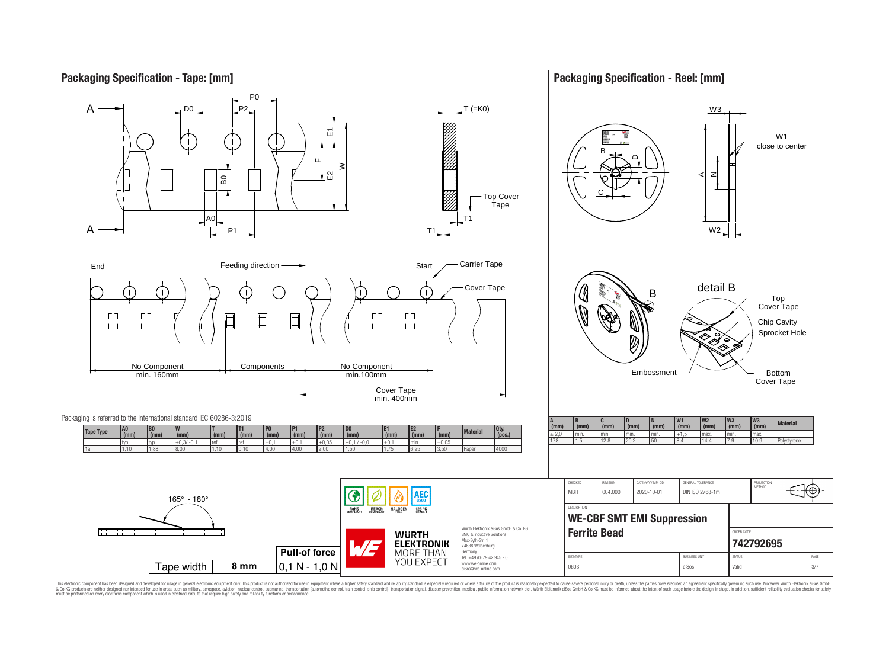## Packaging Specification - Tape: [mm]

Packaging is referred to the international standard IEC 60286-3:2019

| Tape Type | A0 (mm) | B0 (mm) | W (mm) | T (mm) | T1 (mm) | P0 (mm) | P1 (mm) | P2 (mm) | D0 (mm) | E1 (mm) | E2 (mm) | F (mm) | Material | Qty. (pcs.) |
|---|---|---|---|---|---|---|---|---|---|---|---|---|---|---|
| | typ. | typ. | +0,3/ -0,1 | ref. | ref. | ±0,1 | ±0,1 | +0,05 | +0,1 / -0,0 | ±0,1 | min. | ±0,05 | | |
| 1a | 1,10 | 1,88 | 8,00 | 1,10 | 0,10 | 4,00 | 4,00 | 2,00 | 1,50 | 1,75 | 6,25 | 3,50 | Paper | 4000 |

No Component min. 160mm — Components — No Component min.100mm — Cover Tape min. 400mm

Feeding direction: End → Start

165° - 180°

| Tape width | 8 mm |
|---|---|
| Pull-of force | 0,1 N - 1,0 N |

## Packaging Specification - Reel: [mm]

| A (mm) | B (mm) | C (mm) | D (mm) | N (mm) | W1 (mm) | W2 (mm) | W3 (mm) | W3 (mm) | Material |
|---|---|---|---|---|---|---|---|---|---|
| ± 2,0 | min. | min. | min. | min. | +1,5 | max. | min. | max. | |
| 178 | 1.5 | 12.8 | 20.2 | 50 | 8.4 | 14.4 | 7.9 | 10.9 | Polystyrene |

W1 close to center

detail B: Top Cover Tape, Chip Cavity, Sprocket Hole, Bottom Cover Tape, Embossment

| CHECKED | REVISION | DATE (YYYY-MM-DD) | GENERAL TOLERANCE | PROJECTION METHOD |
|---|---|---|---|---|
| MBH | 004.000 | 2020-10-01 | DIN ISO 2768-1m | |

DESCRIPTION: **WE-CBF SMT EMI Suppression Ferrite Bead**

ORDER CODE: **742792695**

| SIZE/TYPE | BUSINESS UNIT | STATUS | PAGE |
|---|---|---|---|
| 0603 | eiSos | Valid | 3/7 |

Würth Elektronik eiSos GmbH & Co. KG
EMC & Inductive Solutions
Max-Eyth-Str. 1
74638 Waldenburg
Germany
Tel. +49 (0) 79 42 945 - 0
www.we-online.com
eiSos@we-online.com

RoHS COMPLIANT, REACh COMPLIANT, HALOGEN FREE, 125 °C GRADE 1, AEC Q200

This electronic component has been designed and developed for usage in general electronic equipment only. This product is not authorized for use in equipment where a higher safety standard and reliability standard is especially required or where a failure of the product is reasonably expected to cause severe personal injury or death, unless the parties have executed an agreement specifically governing such use. Moreover Würth Elektronik eiSos GmbH & Co KG products are neither designed nor intended for use in areas such as military, aerospace, aviation, nuclear control, submarine, transportation (automotive control, train control, ship control), transportation signal, disaster prevention, medical, public information network etc.. Würth Elektronik eiSos GmbH & Co KG must be informed about the intent of such usage before the design-in stage. In addition, sufficient reliability evaluation checks for safety must be performed on every electronic component which is used in electrical circuits that require high safety and reliability functions or performance.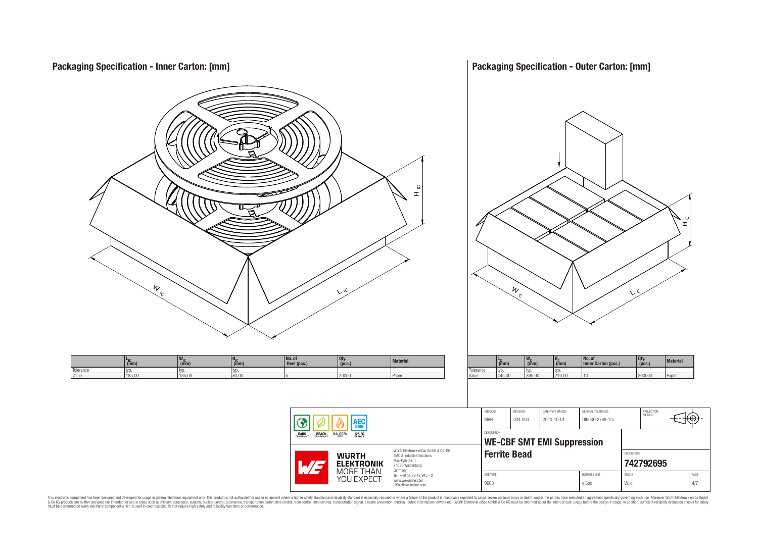## Packaging Specification - Inner Carton: [mm]

| | $L_{IC}$ (mm) | $W_{IC}$ (mm) | $H_{IC}$ (mm) | No. of Reel (pcs.) | Qty. (pcs.) | Material |
|---|---|---|---|---|---|---|
| Tolerance | typ. | typ. | typ. | | | |
| Value | 185,00 | 185,00 | 80,00 | 5 | 20000 | Paper |

## Packaging Specification - Outer Carton: [mm]

| | $L_C$ (mm) | $W_C$ (mm) | $H_C$ (mm) | No. of Inner Carton (pcs.) | Qty. (pcs.) | Material |
|---|---|---|---|---|---|---|
| Tolerance | typ. | typ. | typ. | | | |
| Value | 445,00 | 395,00 | 210,00 | 10 | 200000 | Paper |

RoHS COMPLIANT | REACh COMPLIANT | HALOGEN FREE | AEC Q200 125 °C GRADE 1

WÜRTH ELEKTRONIK MORE THAN YOU EXPECT

Würth Elektronik eiSos GmbH & Co. KG
EMC & Inductive Solutions
Max-Eyth-Str. 1
74638 Waldenburg
Germany
Tel. +49 (0) 79 42 945 - 0
www.we-online.com
eiSos@we-online.com

| CHECKED | REVISION | DATE (YYYY-MM-DD) | GENERAL TOLERANCE | PROJECTION METHOD |
|---|---|---|---|---|
| MBH | 004.000 | 2020-10-01 | DIN ISO 2768-1m | |

DESCRIPTION
**WE-CBF SMT EMI Suppression Ferrite Bead**

ORDER CODE
**742792695**

| SIZE/TYPE | BUSINESS UNIT | STATUS | PAGE |
|---|---|---|---|
| 0603 | eiSos | Valid | 4/7 |

This electronic component has been designed and developed for usage in general electronic equipment only. This product is not authorized for use in equipment where a higher safety standard and reliability standard is especially required or where a failure of the product is reasonably expected to cause severe personal injury or death, unless the parties have executed an agreement specifically governing such use. Moreover Würth Elektronik eiSos GmbH & Co KG products are neither designed nor intended for use in areas such as military, aerospace, aviation, nuclear control, submarine, transportation (automotive control, train control, ship control), transportation signal, disaster prevention, medical, public information network etc.. Würth Elektronik eiSos GmbH & Co KG must be informed about the intent of such usage before the design-in stage. In addition, sufficient reliability evaluation checks for safety must be performed on every electronic component which is used in electrical circuits that require high safety and reliability functions or performance.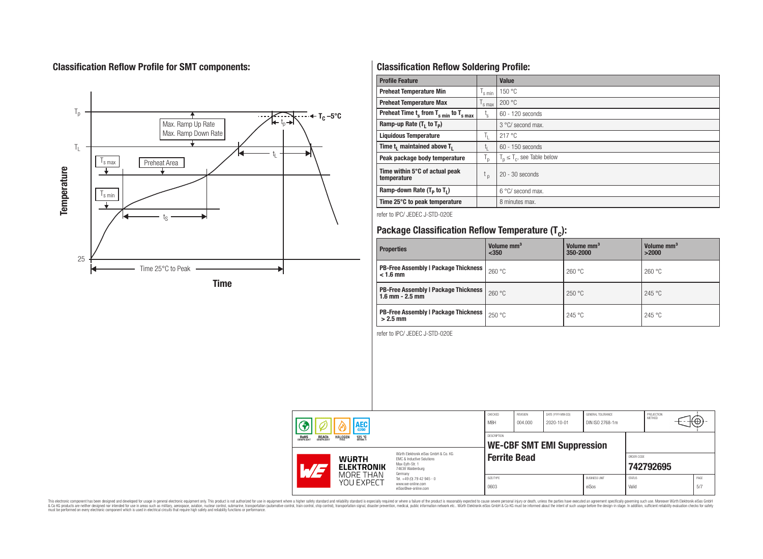## Classification Reflow Profile for SMT components:

## Classification Reflow Soldering Profile:

| Profile Feature | | Value |
|---|---|---|
| Preheat Temperature Min | $T_{s\ min}$ | 150 °C |
| Preheat Temperature Max | $T_{s\ max}$ | 200 °C |
| Preheat Time $t_s$ from $T_{s\ min}$ to $T_{s\ max}$ | $t_s$ | 60 - 120 seconds |
| Ramp-up Rate ($T_L$ to $T_P$) | | 3 °C/ second max. |
| Liquidous Temperature | $T_L$ | 217 °C |
| Time $t_L$ maintained above $T_L$ | $t_L$ | 60 - 150 seconds |
| Peak package body temperature | $T_p$ | $T_p \leq T_c$, see Table below |
| Time within 5°C of actual peak temperature | $t_p$ | 20 - 30 seconds |
| Ramp-down Rate ($T_P$ to $T_L$) | | 6 °C/ second max. |
| Time 25°C to peak temperature | | 8 minutes max. |

refer to IPC/ JEDEC J-STD-020E

## Package Classification Reflow Temperature ($T_c$):

| Properties | Volume mm³ <350 | Volume mm³ 350-2000 | Volume mm³ >2000 |
|---|---|---|---|
| PB-Free Assembly \| Package Thickness < 1.6 mm | 260 °C | 260 °C | 260 °C |
| PB-Free Assembly \| Package Thickness 1.6 mm - 2.5 mm | 260 °C | 250 °C | 245 °C |
| PB-Free Assembly \| Package Thickness > 2.5 mm | 250 °C | 245 °C | 245 °C |

refer to IPC/ JEDEC J-STD-020E

| CHECKED | REVISION | DATE (YYYY-MM-DD) | GENERAL TOLERANCE | PROJECTION METHOD |
|---|---|---|---|---|
| MBH | 004.000 | 2020-10-01 | DIN ISO 2768-1m | |

DESCRIPTION: **WE-CBF SMT EMI Suppression Ferrite Bead**

ORDER CODE: **742792695**

| SIZE/TYPE | BUSINESS UNIT | STATUS | PAGE |
|---|---|---|---|
| 0603 | eiSos | Valid | 5/7 |

Würth Elektronik eiSos GmbH & Co. KG
EMC & Inductive Solutions
Max-Eyth-Str. 1
74638 Waldenburg
Germany
Tel. +49 (0) 79 42 945 - 0
www.we-online.com
eiSos@we-online.com

This electronic component has been designed and developed for usage in general electronic equipment only. This product is not authorized for use in equipment where a higher safety standard and reliability standard is especially required or where a failure of the product is reasonably expected to cause severe personal injury or death, unless the parties have executed an agreement specifically governing such use. Moreover Würth Elektronik eiSos GmbH & Co KG products are neither designed nor intended for use in areas such as military, aerospace, aviation, nuclear control, submarine, transportation (automotive control, train control, ship control), transportation signal, disaster prevention, medical, public information network etc.. Würth Elektronik eiSos GmbH & Co KG must be informed about the intent of such usage before the design-in stage. In addition, sufficient reliability evaluation checks for safety must be performed on every electronic component which is used in electrical circuits that require high safety and reliability functions or performance.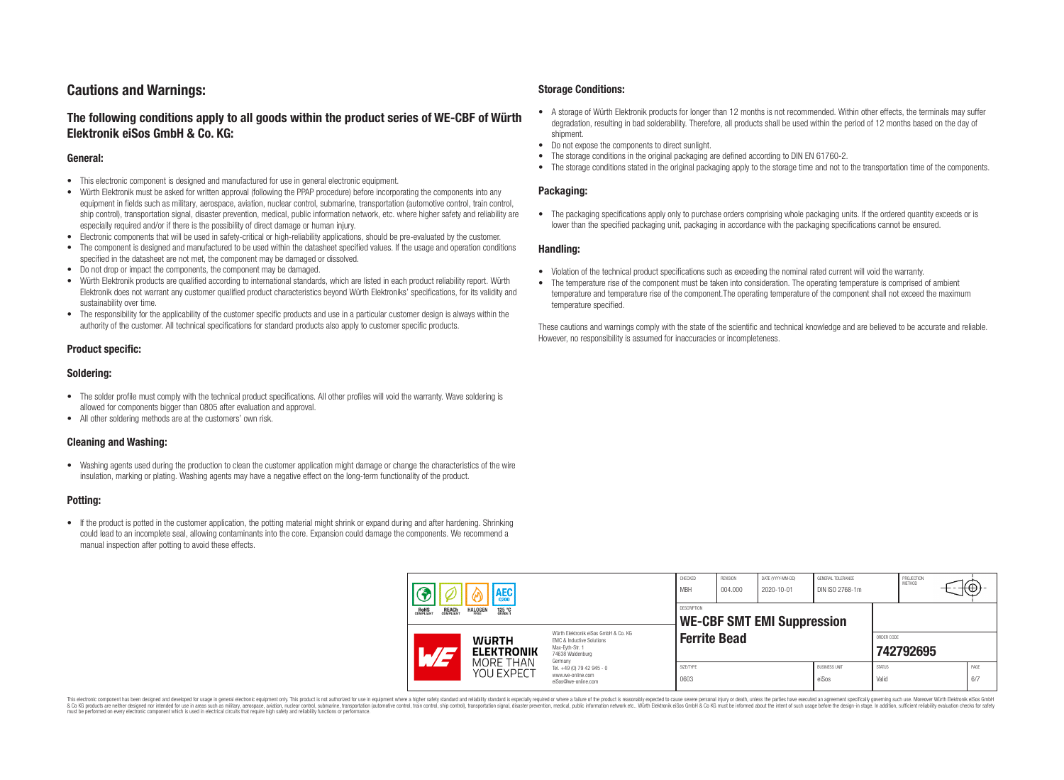## Cautions and Warnings:

### The following conditions apply to all goods within the product series of WE-CBF of Würth Elektronik eiSos GmbH & Co. KG:

#### General:

- This electronic component is designed and manufactured for use in general electronic equipment.
- Würth Elektronik must be asked for written approval (following the PPAP procedure) before incorporating the components into any equipment in fields such as military, aerospace, aviation, nuclear control, submarine, transportation (automotive control, train control, ship control), transportation signal, disaster prevention, medical, public information network, etc. where higher safety and reliability are especially required and/or if there is the possibility of direct damage or human injury.
- Electronic components that will be used in safety-critical or high-reliability applications, should be pre-evaluated by the customer.
- The component is designed and manufactured to be used within the datasheet specified values. If the usage and operation conditions specified in the datasheet are not met, the component may be damaged or dissolved.
- Do not drop or impact the components, the component may be damaged.
- Würth Elektronik products are qualified according to international standards, which are listed in each product reliability report. Würth Elektronik does not warrant any customer qualified product characteristics beyond Würth Elektroniks' specifications, for its validity and sustainability over time.
- The responsibility for the applicability of the customer specific products and use in a particular customer design is always within the authority of the customer. All technical specifications for standard products also apply to customer specific products.

#### Product specific:

#### Soldering:

- The solder profile must comply with the technical product specifications. All other profiles will void the warranty. Wave soldering is allowed for components bigger than 0805 after evaluation and approval.
- All other soldering methods are at the customers' own risk.

#### Cleaning and Washing:

- Washing agents used during the production to clean the customer application might damage or change the characteristics of the wire insulation, marking or plating. Washing agents may have a negative effect on the long-term functionality of the product.

#### Potting:

- If the product is potted in the customer application, the potting material might shrink or expand during and after hardening. Shrinking could lead to an incomplete seal, allowing contaminants into the core. Expansion could damage the components. We recommend a manual inspection after potting to avoid these effects.

#### Storage Conditions:

- A storage of Würth Elektronik products for longer than 12 months is not recommended. Within other effects, the terminals may suffer degradation, resulting in bad solderability. Therefore, all products shall be used within the period of 12 months based on the day of shipment.
- Do not expose the components to direct sunlight.
- The storage conditions in the original packaging are defined according to DIN EN 61760-2.
- The storage conditions stated in the original packaging apply to the storage time and not to the transportation time of the components.

#### Packaging:

- The packaging specifications apply only to purchase orders comprising whole packaging units. If the ordered quantity exceeds or is lower than the specified packaging unit, packaging in accordance with the packaging specifications cannot be ensured.

#### Handling:

- Violation of the technical product specifications such as exceeding the nominal rated current will void the warranty.
- The temperature rise of the component must be taken into consideration. The operating temperature is comprised of ambient temperature and temperature rise of the component.The operating temperature of the component shall not exceed the maximum temperature specified.

These cautions and warnings comply with the state of the scientific and technical knowledge and are believed to be accurate and reliable. However, no responsibility is assumed for inaccuracies or incompleteness.

| CHECKED | REVISION | DATE (YYYY-MM-DD) | GENERAL TOLERANCE | PROJECTION METHOD |
|---|---|---|---|---|
| MBH | 004.000 | 2020-10-01 | DIN ISO 2768-1m | |

| DESCRIPTION | ORDER CODE |
|---|---|
| WE-CBF SMT EMI Suppression Ferrite Bead | 742792695 |

| SIZE/TYPE | BUSINESS UNIT | STATUS |
|---|---|---|
| 0603 | eiSos | Valid |

Würth Elektronik eiSos GmbH & Co. KG
EMC & Inductive Solutions
Max-Eyth-Str. 1
74638 Waldenburg
Germany
Tel. +49 (0) 79 42 945 - 0
www.we-online.com
eiSos@we-online.com

This electronic component has been designed and developed for usage in general electronic equipment only. This product is not authorized for use in equipment where a higher safety standard and reliability standard is especially required or where a failure of the product is reasonably expected to cause severe personal injury or death, unless the parties have executed an agreement specifically governing such use. Moreover Würth Elektronik eiSos GmbH & Co KG products are neither designed nor intended for use in areas such as military, aerospace, aviation, nuclear control, submarine, transportation (automotive control, train control, ship control), transportation signal, disaster prevention, medical, public information network etc.. Würth Elektronik eiSos GmbH & Co KG must be informed about the intent of such usage before the design-in stage. In addition, sufficient reliability evaluation checks for safety must be performed on every electronic component which is used in electrical circuits that require high safety and reliability functions or performance.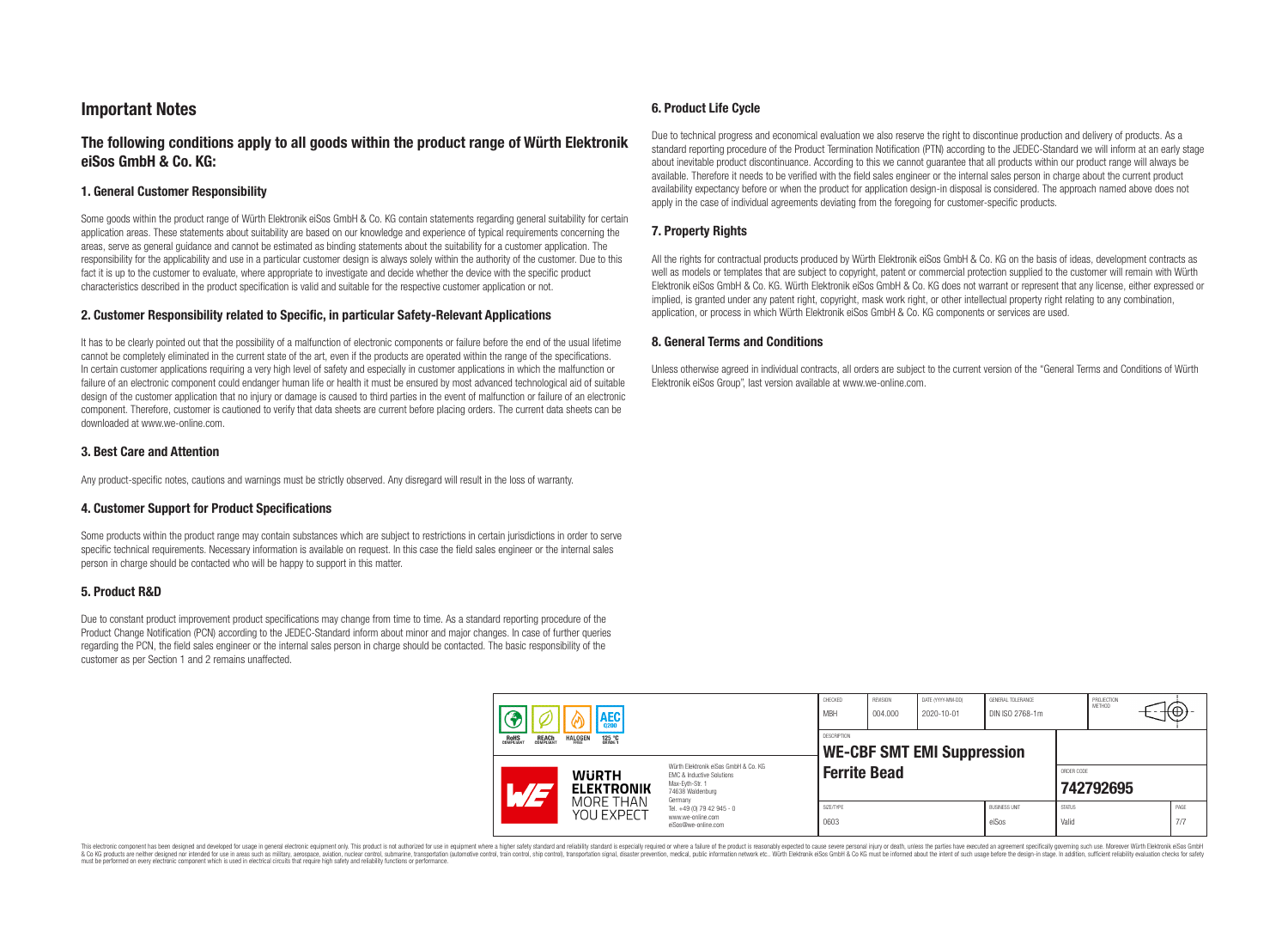# Important Notes

## The following conditions apply to all goods within the product range of Würth Elektronik eiSos GmbH & Co. KG:

### 1. General Customer Responsibility

Some goods within the product range of Würth Elektronik eiSos GmbH & Co. KG contain statements regarding general suitability for certain application areas. These statements about suitability are based on our knowledge and experience of typical requirements concerning the areas, serve as general guidance and cannot be estimated as binding statements about the suitability for a customer application. The responsibility for the applicability and use in a particular customer design is always solely within the authority of the customer. Due to this fact it is up to the customer to evaluate, where appropriate to investigate and decide whether the device with the specific product characteristics described in the product specification is valid and suitable for the respective customer application or not.

### 2. Customer Responsibility related to Specific, in particular Safety-Relevant Applications

It has to be clearly pointed out that the possibility of a malfunction of electronic components or failure before the end of the usual lifetime cannot be completely eliminated in the current state of the art, even if the products are operated within the range of the specifications. In certain customer applications requiring a very high level of safety and especially in customer applications in which the malfunction or failure of an electronic component could endanger human life or health it must be ensured by most advanced technological aid of suitable design of the customer application that no injury or damage is caused to third parties in the event of malfunction or failure of an electronic component. Therefore, customer is cautioned to verify that data sheets are current before placing orders. The current data sheets can be downloaded at www.we-online.com.

### 3. Best Care and Attention

Any product-specific notes, cautions and warnings must be strictly observed. Any disregard will result in the loss of warranty.

### 4. Customer Support for Product Specifications

Some products within the product range may contain substances which are subject to restrictions in certain jurisdictions in order to serve specific technical requirements. Necessary information is available on request. In this case the field sales engineer or the internal sales person in charge should be contacted who will be happy to support in this matter.

### 5. Product R&D

Due to constant product improvement product specifications may change from time to time. As a standard reporting procedure of the Product Change Notification (PCN) according to the JEDEC-Standard inform about minor and major changes. In case of further queries regarding the PCN, the field sales engineer or the internal sales person in charge should be contacted. The basic responsibility of the customer as per Section 1 and 2 remains unaffected.

### 6. Product Life Cycle

Due to technical progress and economical evaluation we also reserve the right to discontinue production and delivery of products. As a standard reporting procedure of the Product Termination Notification (PTN) according to the JEDEC-Standard we will inform at an early stage about inevitable product discontinuance. According to this we cannot guarantee that all products within our product range will always be available. Therefore it needs to be verified with the field sales engineer or the internal sales person in charge about the current product availability expectancy before or when the product for application design-in disposal is considered. The approach named above does not apply in the case of individual agreements deviating from the foregoing for customer-specific products.

### 7. Property Rights

All the rights for contractual products produced by Würth Elektronik eiSos GmbH & Co. KG on the basis of ideas, development contracts as well as models or templates that are subject to copyright, patent or commercial protection supplied to the customer will remain with Würth Elektronik eiSos GmbH & Co. KG. Würth Elektronik eiSos GmbH & Co. KG does not warrant or represent that any license, either expressed or implied, is granted under any patent right, copyright, mask work right, or other intellectual property right relating to any combination, application, or process in which Würth Elektronik eiSos GmbH & Co. KG components or services are used.

### 8. General Terms and Conditions

Unless otherwise agreed in individual contracts, all orders are subject to the current version of the "General Terms and Conditions of Würth Elektronik eiSos Group", last version available at www.we-online.com.

| CHECKED | REVISION | DATE (YYYY-MM-DD) | GENERAL TOLERANCE | PROJECTION METHOD |
|---|---|---|---|---|
| MBH | 004.000 | 2020-10-01 | DIN ISO 2768-1m | |

DESCRIPTION: **WE-CBF SMT EMI Suppression Ferrite Bead**

ORDER CODE: **742792695**

| SIZE/TYPE | BUSINESS UNIT | STATUS | PAGE |
|---|---|---|---|
| 0603 | eiSos | Valid | 7/7 |

RoHS COMPLIANT · REACh COMPLIANT · HALOGEN FREE · AEC Q200 · 125 °C GRADE 1

WÜRTH ELEKTRONIK MORE THAN YOU EXPECT

Würth Elektronik eiSos GmbH & Co. KG
EMC & Inductive Solutions
Max-Eyth-Str. 1
74638 Waldenburg
Germany
Tel. +49 (0) 79 42 945 - 0
www.we-online.com
eiSos@we-online.com

This electronic component has been designed and developed for usage in general electronic equipment only. This product is not authorized for use in equipment where a higher safety standard and reliability standard is especially required or where a failure of the product is reasonably expected to cause severe personal injury or death, unless the parties have executed an agreement specifically governing such use. Moreover Würth Elektronik eiSos GmbH & Co KG products are neither designed nor intended for use in areas such as military, aerospace, aviation, nuclear control, submarine, transportation (automotive control, train control, ship control), transportation signal, disaster prevention, medical, public information network etc.. Würth Elektronik eiSos GmbH & Co KG must be informed about the intent of such usage before the design-in stage. In addition, sufficient reliability evaluation checks for safety must be performed on every electronic component which is used in electrical circuits that require high safety and reliability functions or performance.